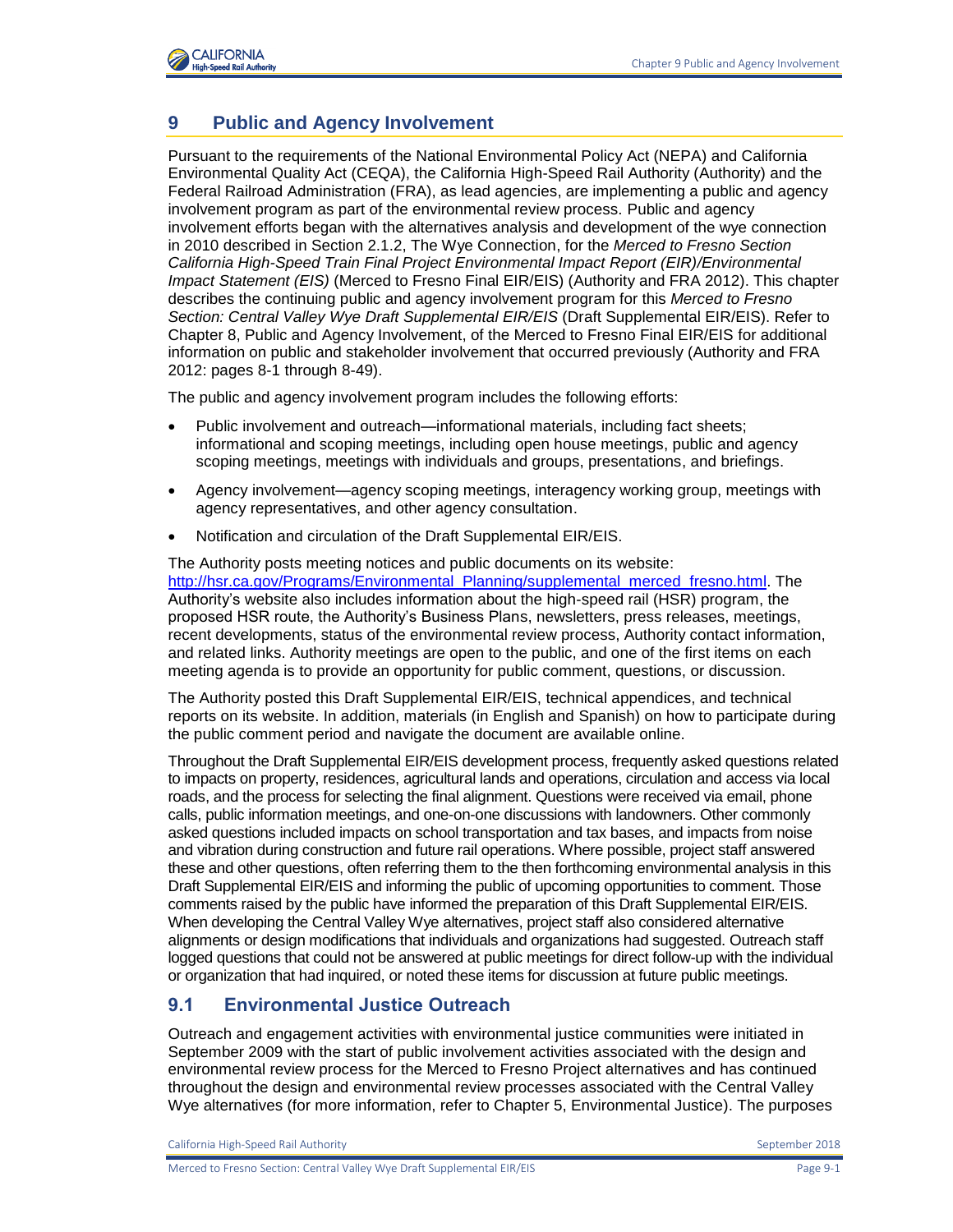# 9 Public and Agency Involvement

Pursuant to the requirements of the National Environmental Policy Act (NEPA) and California Environmental Quality Act (CEQA), the California High-Speed Rail Authority (Authority) and the Federal Railroad Administration (FRA), as lead agencies, are implementing a public and agency involvement program as part of the environmental review process. Public and agency involvement efforts began with the alternatives analysis and development of the wye connection in 2010 described in Section 2.1.2, The Wye Connection, for the *Merced to Fresno Section California High-Speed Train Final Project Environmental Impact Report (EIR)/Environmental Impact Statement (EIS)* (Merced to Fresno Final EIR/EIS) (Authority and FRA 2012). This chapter describes the continuing public and agency involvement program for this *Merced to Fresno Section: Central Valley Wye Draft Supplemental EIR/EIS* (Draft Supplemental EIR/EIS). Refer to Chapter 8, Public and Agency Involvement, of the Merced to Fresno Final EIR/EIS for additional information on public and stakeholder involvement that occurred previously (Authority and FRA 2012: pages 8-1 through 8-49).

The public and agency involvement program includes the following efforts:

- Public involvement and outreach—informational materials, including fact sheets; informational and scoping meetings, including open house meetings, public and agency scoping meetings, meetings with individuals and groups, presentations, and briefings.
- Agency involvement—agency scoping meetings, interagency working group, meetings with agency representatives, and other agency consultation.
- Notification and circulation of the Draft Supplemental EIR/EIS.

The Authority posts meeting notices and public documents on its website: [http://hsr.ca.gov/Programs/Environmental_Planning/supplemental_merced_fresno.html](http://hsr.ca.gov/Programs/Environmental_Planning/supplemental_merced_fresno.html). The Authority's website also includes information about the high-speed rail (HSR) program, the proposed HSR route, the Authority's Business Plans, newsletters, press releases, meetings, recent developments, status of the environmental review process, Authority contact information, and related links. Authority meetings are open to the public, and one of the first items on each meeting agenda is to provide an opportunity for public comment, questions, or discussion.

The Authority posted this Draft Supplemental EIR/EIS, technical appendices, and technical reports on its website. In addition, materials (in English and Spanish) on how to participate during the public comment period and navigate the document are available online.

Throughout the Draft Supplemental EIR/EIS development process, frequently asked questions related to impacts on property, residences, agricultural lands and operations, circulation and access via local roads, and the process for selecting the final alignment. Questions were received via email, phone calls, public information meetings, and one-on-one discussions with landowners. Other commonly asked questions included impacts on school transportation and tax bases, and impacts from noise and vibration during construction and future rail operations. Where possible, project staff answered these and other questions, often referring them to the then forthcoming environmental analysis in this Draft Supplemental EIR/EIS and informing the public of upcoming opportunities to comment. Those comments raised by the public have informed the preparation of this Draft Supplemental EIR/EIS. When developing the Central Valley Wye alternatives, project staff also considered alternative alignments or design modifications that individuals and organizations had suggested. Outreach staff logged questions that could not be answered at public meetings for direct follow-up with the individual or organization that had inquired, or noted these items for discussion at future public meetings.

## 9.1 Environmental Justice Outreach

Outreach and engagement activities with environmental justice communities were initiated in September 2009 with the start of public involvement activities associated with the design and environmental review process for the Merced to Fresno Project alternatives and has continued throughout the design and environmental review processes associated with the Central Valley Wye alternatives (for more information, refer to Chapter 5, Environmental Justice). The purposes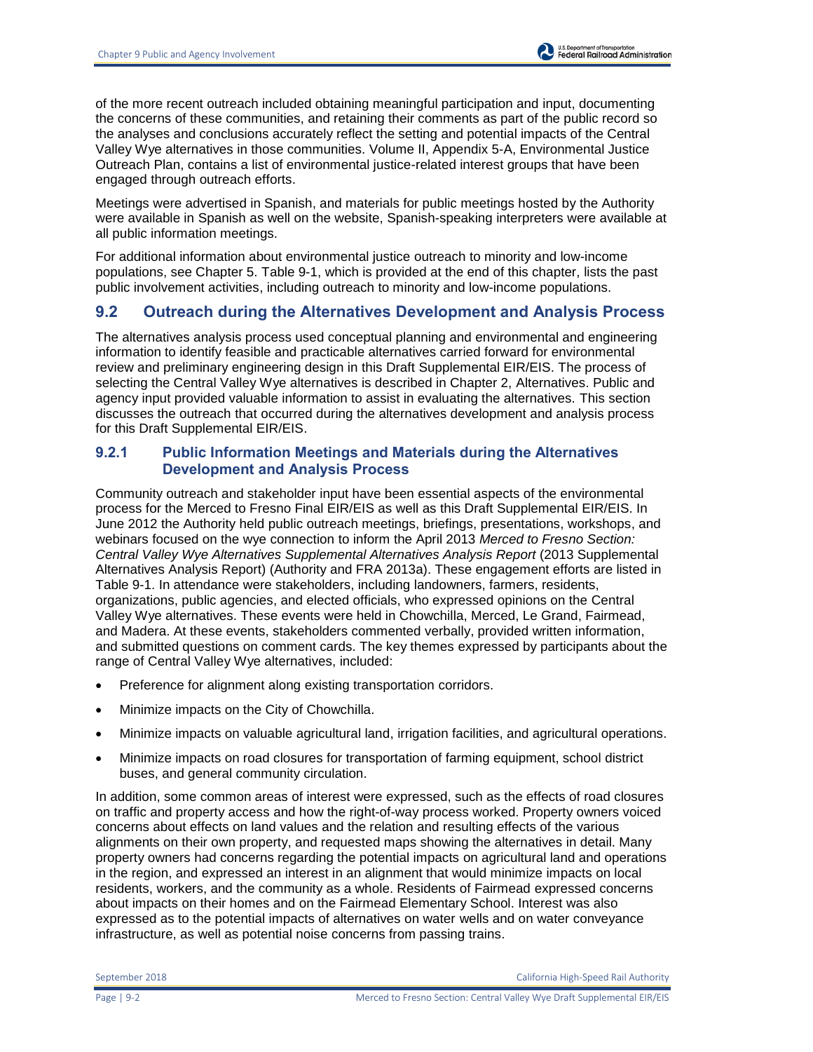of the more recent outreach included obtaining meaningful participation and input, documenting the concerns of these communities, and retaining their comments as part of the public record so the analyses and conclusions accurately reflect the setting and potential impacts of the Central Valley Wye alternatives in those communities. Volume II, Appendix 5-A, Environmental Justice Outreach Plan, contains a list of environmental justice-related interest groups that have been engaged through outreach efforts.

Meetings were advertised in Spanish, and materials for public meetings hosted by the Authority were available in Spanish as well on the website, Spanish-speaking interpreters were available at all public information meetings.

For additional information about environmental justice outreach to minority and low-income populations, see Chapter 5. Table 9-1, which is provided at the end of this chapter, lists the past public involvement activities, including outreach to minority and low-income populations.

## 9.2 Outreach during the Alternatives Development and Analysis Process

The alternatives analysis process used conceptual planning and environmental and engineering information to identify feasible and practicable alternatives carried forward for environmental review and preliminary engineering design in this Draft Supplemental EIR/EIS. The process of selecting the Central Valley Wye alternatives is described in Chapter 2, Alternatives. Public and agency input provided valuable information to assist in evaluating the alternatives. This section discusses the outreach that occurred during the alternatives development and analysis process for this Draft Supplemental EIR/EIS.

### 9.2.1 Public Information Meetings and Materials during the Alternatives Development and Analysis Process

Community outreach and stakeholder input have been essential aspects of the environmental process for the Merced to Fresno Final EIR/EIS as well as this Draft Supplemental EIR/EIS. In June 2012 the Authority held public outreach meetings, briefings, presentations, workshops, and webinars focused on the wye connection to inform the April 2013 *Merced to Fresno Section: Central Valley Wye Alternatives Supplemental Alternatives Analysis Report* (2013 Supplemental Alternatives Analysis Report) (Authority and FRA 2013a). These engagement efforts are listed in Table 9-1. In attendance were stakeholders, including landowners, farmers, residents, organizations, public agencies, and elected officials, who expressed opinions on the Central Valley Wye alternatives. These events were held in Chowchilla, Merced, Le Grand, Fairmead, and Madera. At these events, stakeholders commented verbally, provided written information, and submitted questions on comment cards. The key themes expressed by participants about the range of Central Valley Wye alternatives, included:

- Preference for alignment along existing transportation corridors.
- Minimize impacts on the City of Chowchilla.
- Minimize impacts on valuable agricultural land, irrigation facilities, and agricultural operations.
- Minimize impacts on road closures for transportation of farming equipment, school district buses, and general community circulation.

In addition, some common areas of interest were expressed, such as the effects of road closures on traffic and property access and how the right-of-way process worked. Property owners voiced concerns about effects on land values and the relation and resulting effects of the various alignments on their own property, and requested maps showing the alternatives in detail. Many property owners had concerns regarding the potential impacts on agricultural land and operations in the region, and expressed an interest in an alignment that would minimize impacts on local residents, workers, and the community as a whole. Residents of Fairmead expressed concerns about impacts on their homes and on the Fairmead Elementary School. Interest was also expressed as to the potential impacts of alternatives on water wells and on water conveyance infrastructure, as well as potential noise concerns from passing trains.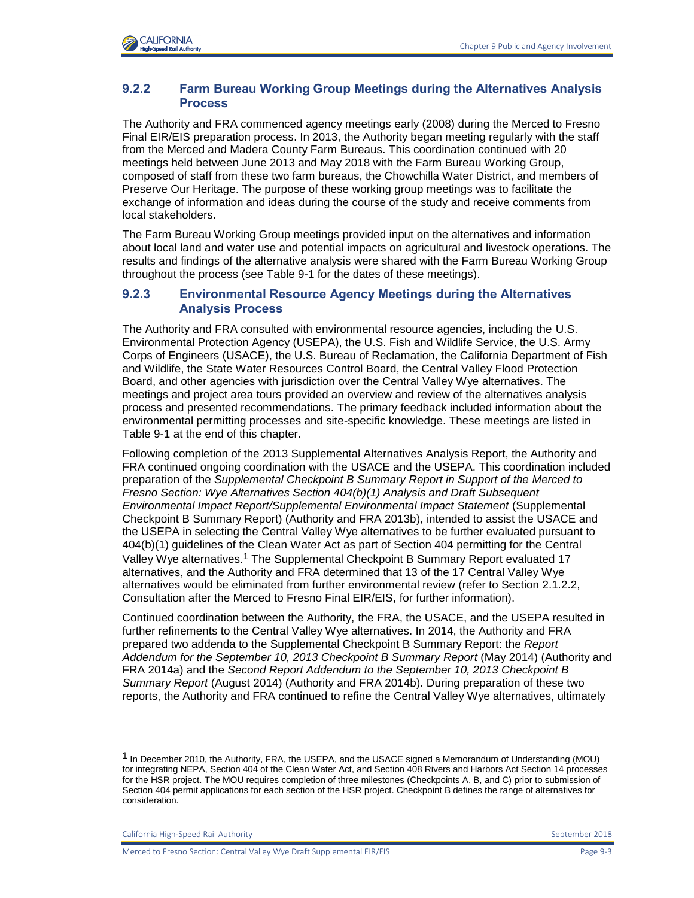### 9.2.2 Farm Bureau Working Group Meetings during the Alternatives Analysis Process

The Authority and FRA commenced agency meetings early (2008) during the Merced to Fresno Final EIR/EIS preparation process. In 2013, the Authority began meeting regularly with the staff from the Merced and Madera County Farm Bureaus. This coordination continued with 20 meetings held between June 2013 and May 2018 with the Farm Bureau Working Group, composed of staff from these two farm bureaus, the Chowchilla Water District, and members of Preserve Our Heritage. The purpose of these working group meetings was to facilitate the exchange of information and ideas during the course of the study and receive comments from local stakeholders.

The Farm Bureau Working Group meetings provided input on the alternatives and information about local land and water use and potential impacts on agricultural and livestock operations. The results and findings of the alternative analysis were shared with the Farm Bureau Working Group throughout the process (see Table 9-1 for the dates of these meetings).

### 9.2.3 Environmental Resource Agency Meetings during the Alternatives Analysis Process

The Authority and FRA consulted with environmental resource agencies, including the U.S. Environmental Protection Agency (USEPA), the U.S. Fish and Wildlife Service, the U.S. Army Corps of Engineers (USACE), the U.S. Bureau of Reclamation, the California Department of Fish and Wildlife, the State Water Resources Control Board, the Central Valley Flood Protection Board, and other agencies with jurisdiction over the Central Valley Wye alternatives. The meetings and project area tours provided an overview and review of the alternatives analysis process and presented recommendations. The primary feedback included information about the environmental permitting processes and site-specific knowledge. These meetings are listed in Table 9-1 at the end of this chapter.

Following completion of the 2013 Supplemental Alternatives Analysis Report, the Authority and FRA continued ongoing coordination with the USACE and the USEPA. This coordination included preparation of the *Supplemental Checkpoint B Summary Report in Support of the Merced to Fresno Section: Wye Alternatives Section 404(b)(1) Analysis and Draft Subsequent Environmental Impact Report/Supplemental Environmental Impact Statement* (Supplemental Checkpoint B Summary Report) (Authority and FRA 2013b), intended to assist the USACE and the USEPA in selecting the Central Valley Wye alternatives to be further evaluated pursuant to 404(b)(1) guidelines of the Clean Water Act as part of Section 404 permitting for the Central Valley Wye alternatives.[1] The Supplemental Checkpoint B Summary Report evaluated 17 alternatives, and the Authority and FRA determined that 13 of the 17 Central Valley Wye alternatives would be eliminated from further environmental review (refer to Section 2.1.2.2, Consultation after the Merced to Fresno Final EIR/EIS, for further information).

Continued coordination between the Authority, the FRA, the USACE, and the USEPA resulted in further refinements to the Central Valley Wye alternatives. In 2014, the Authority and FRA prepared two addenda to the Supplemental Checkpoint B Summary Report: the *Report Addendum for the September 10, 2013 Checkpoint B Summary Report* (May 2014) (Authority and FRA 2014a) and the *Second Report Addendum to the September 10, 2013 Checkpoint B Summary Report* (August 2014) (Authority and FRA 2014b). During preparation of these two reports, the Authority and FRA continued to refine the Central Valley Wye alternatives, ultimately

---

[1] In December 2010, the Authority, FRA, the USEPA, and the USACE signed a Memorandum of Understanding (MOU) for integrating NEPA, Section 404 of the Clean Water Act, and Section 408 Rivers and Harbors Act Section 14 processes for the HSR project. The MOU requires completion of three milestones (Checkpoints A, B, and C) prior to submission of Section 404 permit applications for each section of the HSR project. Checkpoint B defines the range of alternatives for consideration.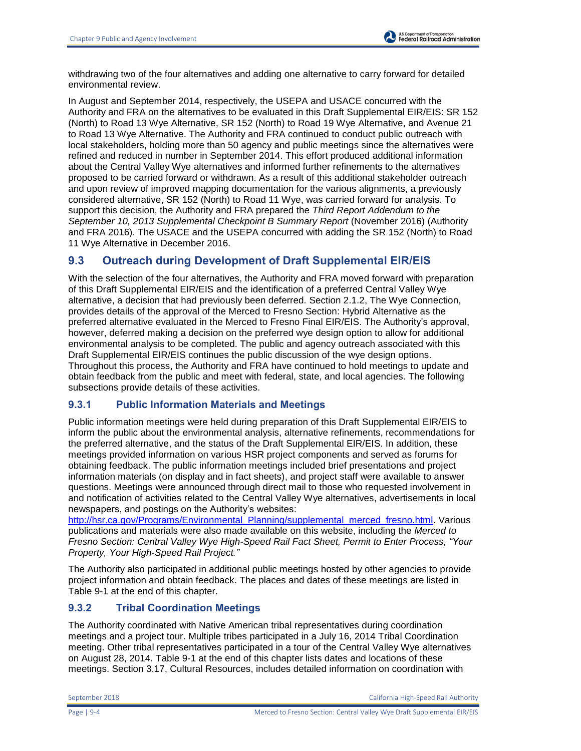withdrawing two of the four alternatives and adding one alternative to carry forward for detailed environmental review.

In August and September 2014, respectively, the USEPA and USACE concurred with the Authority and FRA on the alternatives to be evaluated in this Draft Supplemental EIR/EIS: SR 152 (North) to Road 13 Wye Alternative, SR 152 (North) to Road 19 Wye Alternative, and Avenue 21 to Road 13 Wye Alternative. The Authority and FRA continued to conduct public outreach with local stakeholders, holding more than 50 agency and public meetings since the alternatives were refined and reduced in number in September 2014. This effort produced additional information about the Central Valley Wye alternatives and informed further refinements to the alternatives proposed to be carried forward or withdrawn. As a result of this additional stakeholder outreach and upon review of improved mapping documentation for the various alignments, a previously considered alternative, SR 152 (North) to Road 11 Wye, was carried forward for analysis. To support this decision, the Authority and FRA prepared the *Third Report Addendum to the September 10, 2013 Supplemental Checkpoint B Summary Report* (November 2016) (Authority and FRA 2016). The USACE and the USEPA concurred with adding the SR 152 (North) to Road 11 Wye Alternative in December 2016.

## 9.3 Outreach during Development of Draft Supplemental EIR/EIS

With the selection of the four alternatives, the Authority and FRA moved forward with preparation of this Draft Supplemental EIR/EIS and the identification of a preferred Central Valley Wye alternative, a decision that had previously been deferred. Section 2.1.2, The Wye Connection, provides details of the approval of the Merced to Fresno Section: Hybrid Alternative as the preferred alternative evaluated in the Merced to Fresno Final EIR/EIS. The Authority's approval, however, deferred making a decision on the preferred wye design option to allow for additional environmental analysis to be completed. The public and agency outreach associated with this Draft Supplemental EIR/EIS continues the public discussion of the wye design options. Throughout this process, the Authority and FRA have continued to hold meetings to update and obtain feedback from the public and meet with federal, state, and local agencies. The following subsections provide details of these activities.

### 9.3.1 Public Information Materials and Meetings

Public information meetings were held during preparation of this Draft Supplemental EIR/EIS to inform the public about the environmental analysis, alternative refinements, recommendations for the preferred alternative, and the status of the Draft Supplemental EIR/EIS. In addition, these meetings provided information on various HSR project components and served as forums for obtaining feedback. The public information meetings included brief presentations and project information materials (on display and in fact sheets), and project staff were available to answer questions. Meetings were announced through direct mail to those who requested involvement in and notification of activities related to the Central Valley Wye alternatives, advertisements in local newspapers, and postings on the Authority's websites: http://hsr.ca.gov/Programs/Environmental_Planning/supplemental_merced_fresno.html. Various publications and materials were also made available on this website, including the *Merced to Fresno Section: Central Valley Wye High-Speed Rail Fact Sheet, Permit to Enter Process, "Your Property, Your High-Speed Rail Project."*

The Authority also participated in additional public meetings hosted by other agencies to provide project information and obtain feedback. The places and dates of these meetings are listed in Table 9-1 at the end of this chapter.

### 9.3.2 Tribal Coordination Meetings

The Authority coordinated with Native American tribal representatives during coordination meetings and a project tour. Multiple tribes participated in a July 16, 2014 Tribal Coordination meeting. Other tribal representatives participated in a tour of the Central Valley Wye alternatives on August 28, 2014. Table 9-1 at the end of this chapter lists dates and locations of these meetings. Section 3.17, Cultural Resources, includes detailed information on coordination with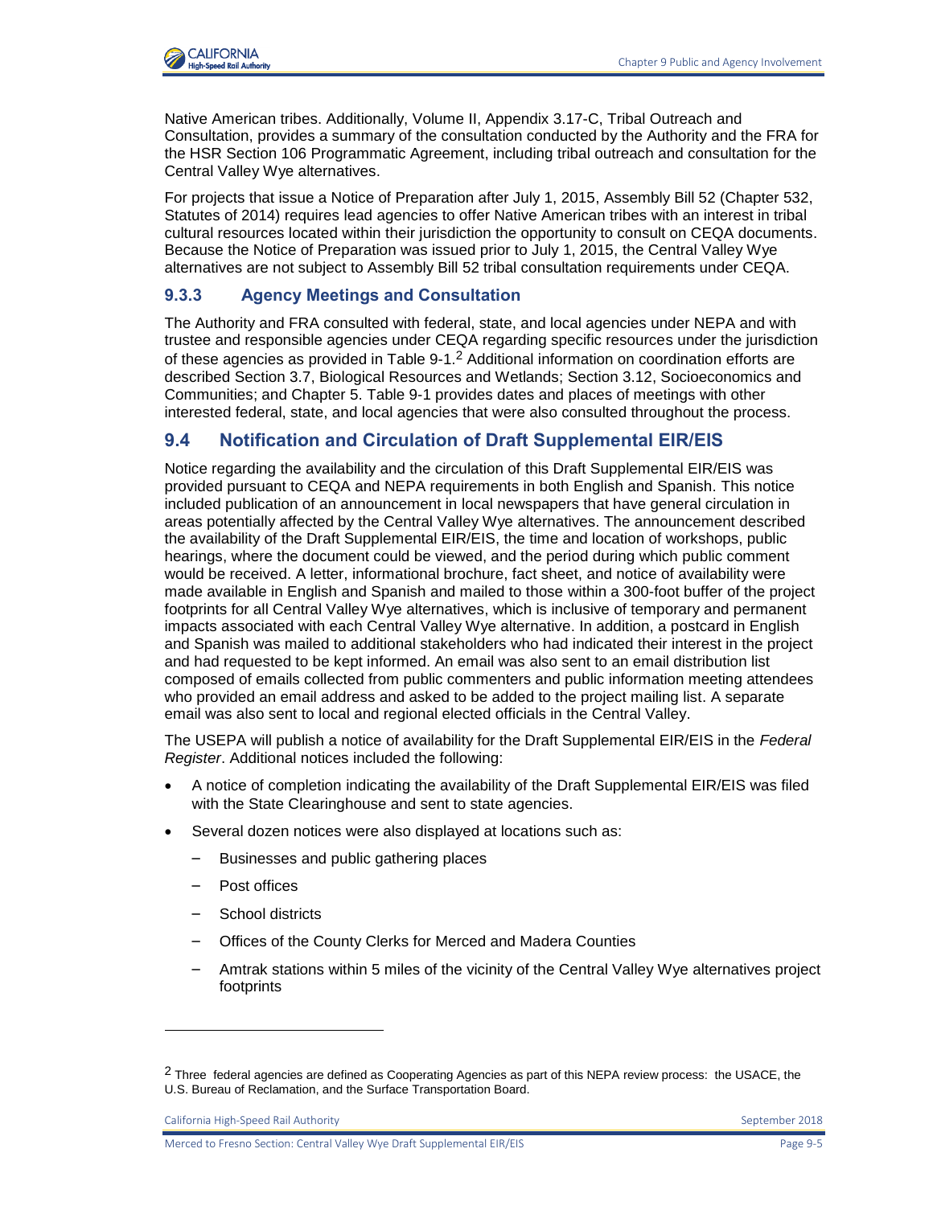Native American tribes. Additionally, Volume II, Appendix 3.17-C, Tribal Outreach and Consultation, provides a summary of the consultation conducted by the Authority and the FRA for the HSR Section 106 Programmatic Agreement, including tribal outreach and consultation for the Central Valley Wye alternatives.

For projects that issue a Notice of Preparation after July 1, 2015, Assembly Bill 52 (Chapter 532, Statutes of 2014) requires lead agencies to offer Native American tribes with an interest in tribal cultural resources located within their jurisdiction the opportunity to consult on CEQA documents. Because the Notice of Preparation was issued prior to July 1, 2015, the Central Valley Wye alternatives are not subject to Assembly Bill 52 tribal consultation requirements under CEQA.

### 9.3.3 Agency Meetings and Consultation

The Authority and FRA consulted with federal, state, and local agencies under NEPA and with trustee and responsible agencies under CEQA regarding specific resources under the jurisdiction of these agencies as provided in Table 9-1.[2] Additional information on coordination efforts are described Section 3.7, Biological Resources and Wetlands; Section 3.12, Socioeconomics and Communities; and Chapter 5. Table 9-1 provides dates and places of meetings with other interested federal, state, and local agencies that were also consulted throughout the process.

## 9.4 Notification and Circulation of Draft Supplemental EIR/EIS

Notice regarding the availability and the circulation of this Draft Supplemental EIR/EIS was provided pursuant to CEQA and NEPA requirements in both English and Spanish. This notice included publication of an announcement in local newspapers that have general circulation in areas potentially affected by the Central Valley Wye alternatives. The announcement described the availability of the Draft Supplemental EIR/EIS, the time and location of workshops, public hearings, where the document could be viewed, and the period during which public comment would be received. A letter, informational brochure, fact sheet, and notice of availability were made available in English and Spanish and mailed to those within a 300-foot buffer of the project footprints for all Central Valley Wye alternatives, which is inclusive of temporary and permanent impacts associated with each Central Valley Wye alternative. In addition, a postcard in English and Spanish was mailed to additional stakeholders who had indicated their interest in the project and had requested to be kept informed. An email was also sent to an email distribution list composed of emails collected from public commenters and public information meeting attendees who provided an email address and asked to be added to the project mailing list. A separate email was also sent to local and regional elected officials in the Central Valley.

The USEPA will publish a notice of availability for the Draft Supplemental EIR/EIS in the *Federal Register*. Additional notices included the following:

- A notice of completion indicating the availability of the Draft Supplemental EIR/EIS was filed with the State Clearinghouse and sent to state agencies.
- Several dozen notices were also displayed at locations such as:
  - Businesses and public gathering places
  - Post offices
  - School districts
  - Offices of the County Clerks for Merced and Madera Counties
  - Amtrak stations within 5 miles of the vicinity of the Central Valley Wye alternatives project footprints

[2] Three federal agencies are defined as Cooperating Agencies as part of this NEPA review process: the USACE, the U.S. Bureau of Reclamation, and the Surface Transportation Board.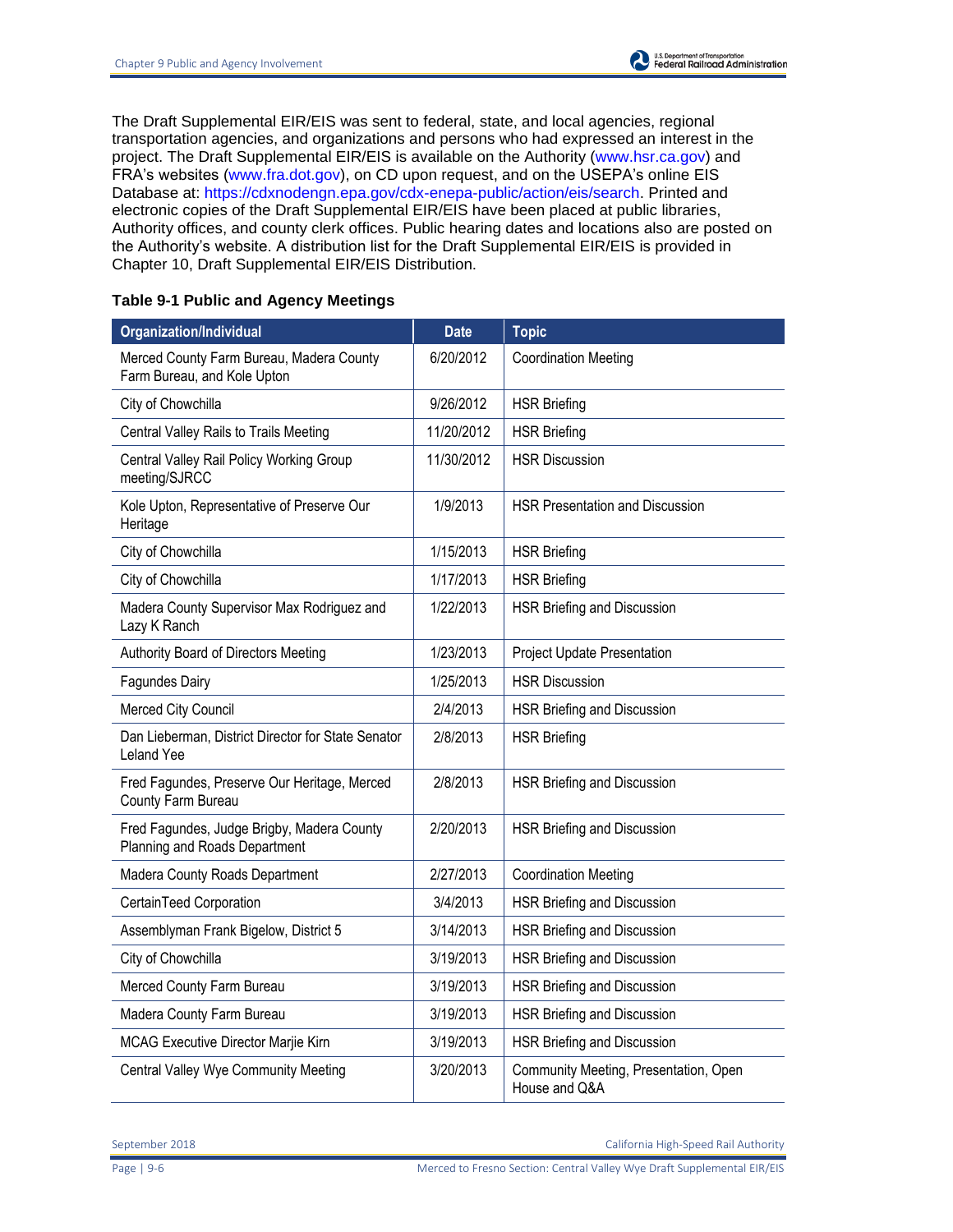The Draft Supplemental EIR/EIS was sent to federal, state, and local agencies, regional transportation agencies, and organizations and persons who had expressed an interest in the project. The Draft Supplemental EIR/EIS is available on the Authority (www.hsr.ca.gov) and FRA's websites (www.fra.dot.gov), on CD upon request, and on the USEPA's online EIS Database at: https://cdxnodengn.epa.gov/cdx-enepa-public/action/eis/search. Printed and electronic copies of the Draft Supplemental EIR/EIS have been placed at public libraries, Authority offices, and county clerk offices. Public hearing dates and locations also are posted on the Authority's website. A distribution list for the Draft Supplemental EIR/EIS is provided in Chapter 10, Draft Supplemental EIR/EIS Distribution.

**Table 9-1 Public and Agency Meetings**

| Organization/Individual | Date | Topic |
|---|---|---|
| Merced County Farm Bureau, Madera County Farm Bureau, and Kole Upton | 6/20/2012 | Coordination Meeting |
| City of Chowchilla | 9/26/2012 | HSR Briefing |
| Central Valley Rails to Trails Meeting | 11/20/2012 | HSR Briefing |
| Central Valley Rail Policy Working Group meeting/SJRCC | 11/30/2012 | HSR Discussion |
| Kole Upton, Representative of Preserve Our Heritage | 1/9/2013 | HSR Presentation and Discussion |
| City of Chowchilla | 1/15/2013 | HSR Briefing |
| City of Chowchilla | 1/17/2013 | HSR Briefing |
| Madera County Supervisor Max Rodriguez and Lazy K Ranch | 1/22/2013 | HSR Briefing and Discussion |
| Authority Board of Directors Meeting | 1/23/2013 | Project Update Presentation |
| Fagundes Dairy | 1/25/2013 | HSR Discussion |
| Merced City Council | 2/4/2013 | HSR Briefing and Discussion |
| Dan Lieberman, District Director for State Senator Leland Yee | 2/8/2013 | HSR Briefing |
| Fred Fagundes, Preserve Our Heritage, Merced County Farm Bureau | 2/8/2013 | HSR Briefing and Discussion |
| Fred Fagundes, Judge Brigby, Madera County Planning and Roads Department | 2/20/2013 | HSR Briefing and Discussion |
| Madera County Roads Department | 2/27/2013 | Coordination Meeting |
| CertainTeed Corporation | 3/4/2013 | HSR Briefing and Discussion |
| Assemblyman Frank Bigelow, District 5 | 3/14/2013 | HSR Briefing and Discussion |
| City of Chowchilla | 3/19/2013 | HSR Briefing and Discussion |
| Merced County Farm Bureau | 3/19/2013 | HSR Briefing and Discussion |
| Madera County Farm Bureau | 3/19/2013 | HSR Briefing and Discussion |
| MCAG Executive Director Marjie Kirn | 3/19/2013 | HSR Briefing and Discussion |
| Central Valley Wye Community Meeting | 3/20/2013 | Community Meeting, Presentation, Open House and Q&A |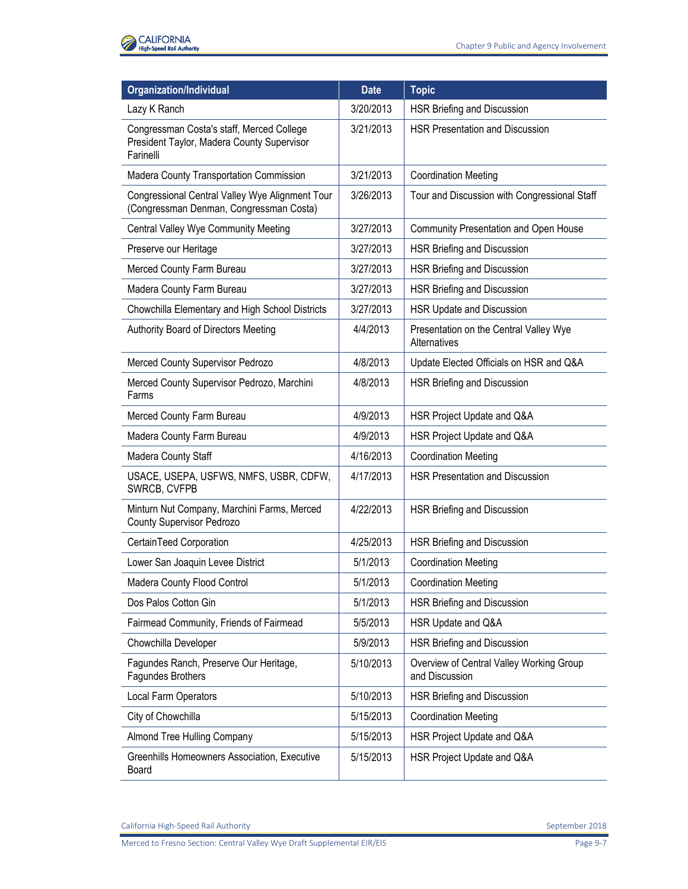| Organization/Individual | Date | Topic |
|---|---|---|
| Lazy K Ranch | 3/20/2013 | HSR Briefing and Discussion |
| Congressman Costa's staff, Merced College President Taylor, Madera County Supervisor Farinelli | 3/21/2013 | HSR Presentation and Discussion |
| Madera County Transportation Commission | 3/21/2013 | Coordination Meeting |
| Congressional Central Valley Wye Alignment Tour (Congressman Denman, Congressman Costa) | 3/26/2013 | Tour and Discussion with Congressional Staff |
| Central Valley Wye Community Meeting | 3/27/2013 | Community Presentation and Open House |
| Preserve our Heritage | 3/27/2013 | HSR Briefing and Discussion |
| Merced County Farm Bureau | 3/27/2013 | HSR Briefing and Discussion |
| Madera County Farm Bureau | 3/27/2013 | HSR Briefing and Discussion |
| Chowchilla Elementary and High School Districts | 3/27/2013 | HSR Update and Discussion |
| Authority Board of Directors Meeting | 4/4/2013 | Presentation on the Central Valley Wye Alternatives |
| Merced County Supervisor Pedrozo | 4/8/2013 | Update Elected Officials on HSR and Q&A |
| Merced County Supervisor Pedrozo, Marchini Farms | 4/8/2013 | HSR Briefing and Discussion |
| Merced County Farm Bureau | 4/9/2013 | HSR Project Update and Q&A |
| Madera County Farm Bureau | 4/9/2013 | HSR Project Update and Q&A |
| Madera County Staff | 4/16/2013 | Coordination Meeting |
| USACE, USEPA, USFWS, NMFS, USBR, CDFW, SWRCB, CVFPB | 4/17/2013 | HSR Presentation and Discussion |
| Minturn Nut Company, Marchini Farms, Merced County Supervisor Pedrozo | 4/22/2013 | HSR Briefing and Discussion |
| CertainTeed Corporation | 4/25/2013 | HSR Briefing and Discussion |
| Lower San Joaquin Levee District | 5/1/2013 | Coordination Meeting |
| Madera County Flood Control | 5/1/2013 | Coordination Meeting |
| Dos Palos Cotton Gin | 5/1/2013 | HSR Briefing and Discussion |
| Fairmead Community, Friends of Fairmead | 5/5/2013 | HSR Update and Q&A |
| Chowchilla Developer | 5/9/2013 | HSR Briefing and Discussion |
| Fagundes Ranch, Preserve Our Heritage, Fagundes Brothers | 5/10/2013 | Overview of Central Valley Working Group and Discussion |
| Local Farm Operators | 5/10/2013 | HSR Briefing and Discussion |
| City of Chowchilla | 5/15/2013 | Coordination Meeting |
| Almond Tree Hulling Company | 5/15/2013 | HSR Project Update and Q&A |
| Greenhills Homeowners Association, Executive Board | 5/15/2013 | HSR Project Update and Q&A |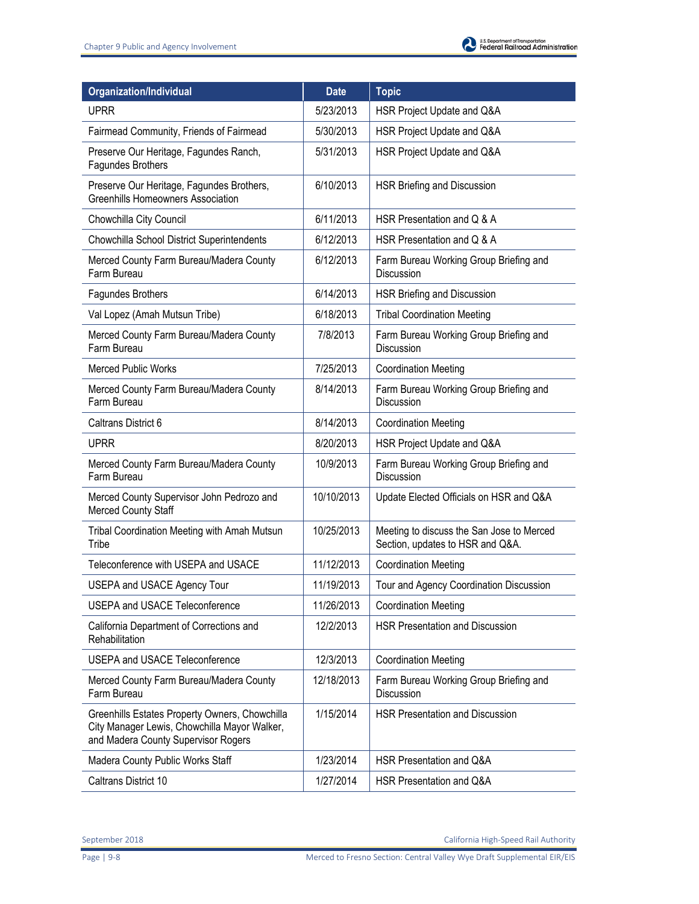| Organization/Individual | Date | Topic |
| --- | --- | --- |
| UPRR | 5/23/2013 | HSR Project Update and Q&A |
| Fairmead Community, Friends of Fairmead | 5/30/2013 | HSR Project Update and Q&A |
| Preserve Our Heritage, Fagundes Ranch, Fagundes Brothers | 5/31/2013 | HSR Project Update and Q&A |
| Preserve Our Heritage, Fagundes Brothers, Greenhills Homeowners Association | 6/10/2013 | HSR Briefing and Discussion |
| Chowchilla City Council | 6/11/2013 | HSR Presentation and Q & A |
| Chowchilla School District Superintendents | 6/12/2013 | HSR Presentation and Q & A |
| Merced County Farm Bureau/Madera County Farm Bureau | 6/12/2013 | Farm Bureau Working Group Briefing and Discussion |
| Fagundes Brothers | 6/14/2013 | HSR Briefing and Discussion |
| Val Lopez (Amah Mutsun Tribe) | 6/18/2013 | Tribal Coordination Meeting |
| Merced County Farm Bureau/Madera County Farm Bureau | 7/8/2013 | Farm Bureau Working Group Briefing and Discussion |
| Merced Public Works | 7/25/2013 | Coordination Meeting |
| Merced County Farm Bureau/Madera County Farm Bureau | 8/14/2013 | Farm Bureau Working Group Briefing and Discussion |
| Caltrans District 6 | 8/14/2013 | Coordination Meeting |
| UPRR | 8/20/2013 | HSR Project Update and Q&A |
| Merced County Farm Bureau/Madera County Farm Bureau | 10/9/2013 | Farm Bureau Working Group Briefing and Discussion |
| Merced County Supervisor John Pedrozo and Merced County Staff | 10/10/2013 | Update Elected Officials on HSR and Q&A |
| Tribal Coordination Meeting with Amah Mutsun Tribe | 10/25/2013 | Meeting to discuss the San Jose to Merced Section, updates to HSR and Q&A. |
| Teleconference with USEPA and USACE | 11/12/2013 | Coordination Meeting |
| USEPA and USACE Agency Tour | 11/19/2013 | Tour and Agency Coordination Discussion |
| USEPA and USACE Teleconference | 11/26/2013 | Coordination Meeting |
| California Department of Corrections and Rehabilitation | 12/2/2013 | HSR Presentation and Discussion |
| USEPA and USACE Teleconference | 12/3/2013 | Coordination Meeting |
| Merced County Farm Bureau/Madera County Farm Bureau | 12/18/2013 | Farm Bureau Working Group Briefing and Discussion |
| Greenhills Estates Property Owners, Chowchilla City Manager Lewis, Chowchilla Mayor Walker, and Madera County Supervisor Rogers | 1/15/2014 | HSR Presentation and Discussion |
| Madera County Public Works Staff | 1/23/2014 | HSR Presentation and Q&A |
| Caltrans District 10 | 1/27/2014 | HSR Presentation and Q&A |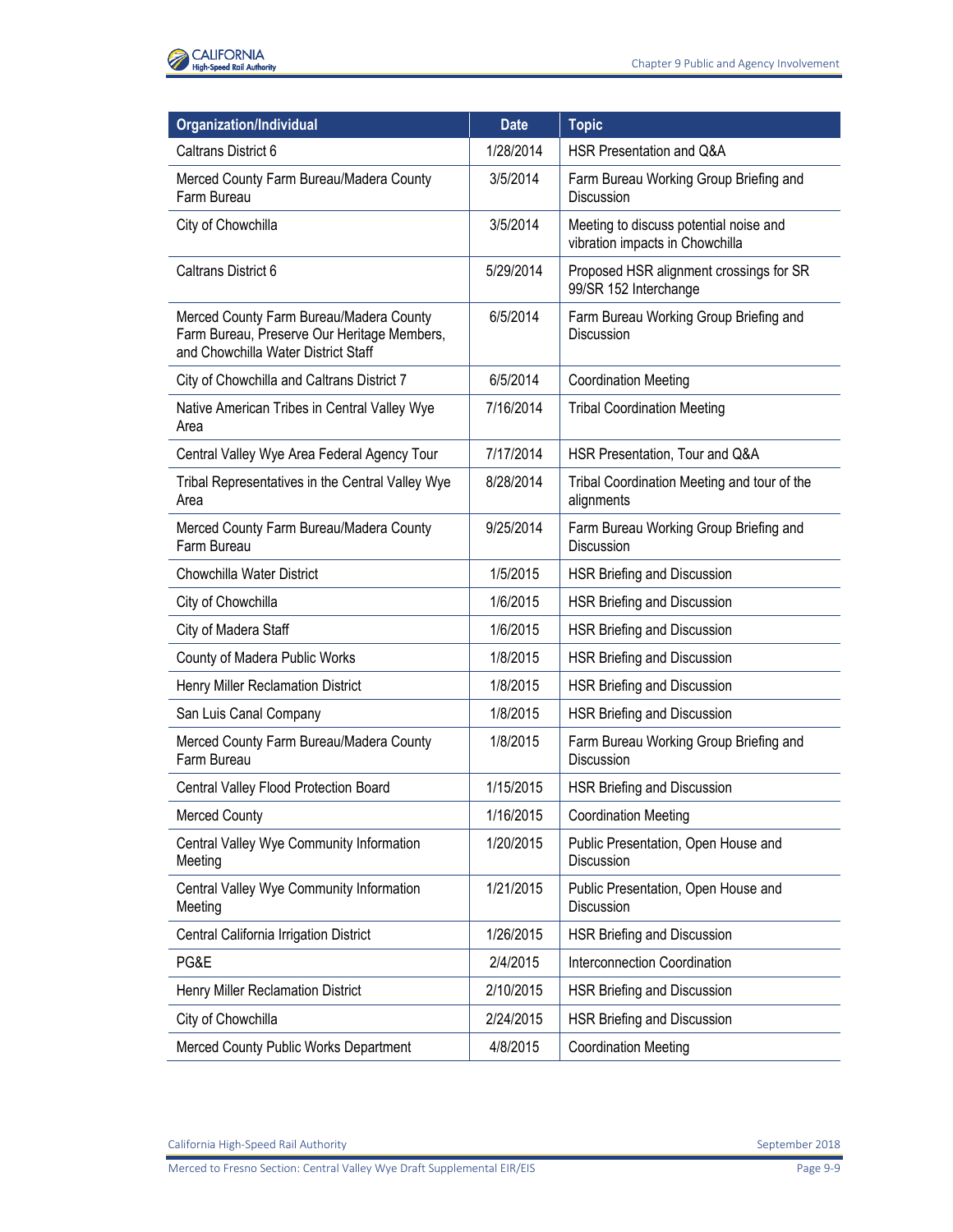| Organization/Individual | Date | Topic |
|---|---|---|
| Caltrans District 6 | 1/28/2014 | HSR Presentation and Q&A |
| Merced County Farm Bureau/Madera County Farm Bureau | 3/5/2014 | Farm Bureau Working Group Briefing and Discussion |
| City of Chowchilla | 3/5/2014 | Meeting to discuss potential noise and vibration impacts in Chowchilla |
| Caltrans District 6 | 5/29/2014 | Proposed HSR alignment crossings for SR 99/SR 152 Interchange |
| Merced County Farm Bureau/Madera County Farm Bureau, Preserve Our Heritage Members, and Chowchilla Water District Staff | 6/5/2014 | Farm Bureau Working Group Briefing and Discussion |
| City of Chowchilla and Caltrans District 7 | 6/5/2014 | Coordination Meeting |
| Native American Tribes in Central Valley Wye Area | 7/16/2014 | Tribal Coordination Meeting |
| Central Valley Wye Area Federal Agency Tour | 7/17/2014 | HSR Presentation, Tour and Q&A |
| Tribal Representatives in the Central Valley Wye Area | 8/28/2014 | Tribal Coordination Meeting and tour of the alignments |
| Merced County Farm Bureau/Madera County Farm Bureau | 9/25/2014 | Farm Bureau Working Group Briefing and Discussion |
| Chowchilla Water District | 1/5/2015 | HSR Briefing and Discussion |
| City of Chowchilla | 1/6/2015 | HSR Briefing and Discussion |
| City of Madera Staff | 1/6/2015 | HSR Briefing and Discussion |
| County of Madera Public Works | 1/8/2015 | HSR Briefing and Discussion |
| Henry Miller Reclamation District | 1/8/2015 | HSR Briefing and Discussion |
| San Luis Canal Company | 1/8/2015 | HSR Briefing and Discussion |
| Merced County Farm Bureau/Madera County Farm Bureau | 1/8/2015 | Farm Bureau Working Group Briefing and Discussion |
| Central Valley Flood Protection Board | 1/15/2015 | HSR Briefing and Discussion |
| Merced County | 1/16/2015 | Coordination Meeting |
| Central Valley Wye Community Information Meeting | 1/20/2015 | Public Presentation, Open House and Discussion |
| Central Valley Wye Community Information Meeting | 1/21/2015 | Public Presentation, Open House and Discussion |
| Central California Irrigation District | 1/26/2015 | HSR Briefing and Discussion |
| PG&E | 2/4/2015 | Interconnection Coordination |
| Henry Miller Reclamation District | 2/10/2015 | HSR Briefing and Discussion |
| City of Chowchilla | 2/24/2015 | HSR Briefing and Discussion |
| Merced County Public Works Department | 4/8/2015 | Coordination Meeting |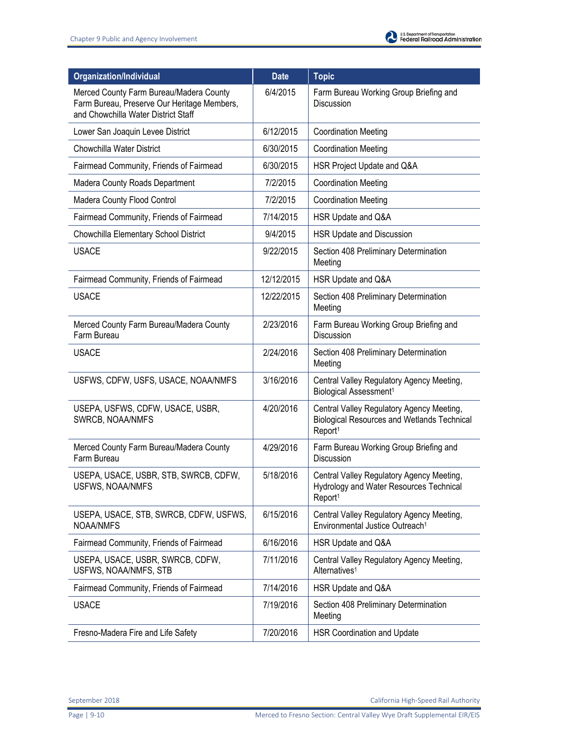| Organization/Individual | Date | Topic |
|---|---|---|
| Merced County Farm Bureau/Madera County Farm Bureau, Preserve Our Heritage Members, and Chowchilla Water District Staff | 6/4/2015 | Farm Bureau Working Group Briefing and Discussion |
| Lower San Joaquin Levee District | 6/12/2015 | Coordination Meeting |
| Chowchilla Water District | 6/30/2015 | Coordination Meeting |
| Fairmead Community, Friends of Fairmead | 6/30/2015 | HSR Project Update and Q&A |
| Madera County Roads Department | 7/2/2015 | Coordination Meeting |
| Madera County Flood Control | 7/2/2015 | Coordination Meeting |
| Fairmead Community, Friends of Fairmead | 7/14/2015 | HSR Update and Q&A |
| Chowchilla Elementary School District | 9/4/2015 | HSR Update and Discussion |
| USACE | 9/22/2015 | Section 408 Preliminary Determination Meeting |
| Fairmead Community, Friends of Fairmead | 12/12/2015 | HSR Update and Q&A |
| USACE | 12/22/2015 | Section 408 Preliminary Determination Meeting |
| Merced County Farm Bureau/Madera County Farm Bureau | 2/23/2016 | Farm Bureau Working Group Briefing and Discussion |
| USACE | 2/24/2016 | Section 408 Preliminary Determination Meeting |
| USFWS, CDFW, USFS, USACE, NOAA/NMFS | 3/16/2016 | Central Valley Regulatory Agency Meeting, Biological Assessment[1] |
| USEPA, USFWS, CDFW, USACE, USBR, SWRCB, NOAA/NMFS | 4/20/2016 | Central Valley Regulatory Agency Meeting, Biological Resources and Wetlands Technical Report[1] |
| Merced County Farm Bureau/Madera County Farm Bureau | 4/29/2016 | Farm Bureau Working Group Briefing and Discussion |
| USEPA, USACE, USBR, STB, SWRCB, CDFW, USFWS, NOAA/NMFS | 5/18/2016 | Central Valley Regulatory Agency Meeting, Hydrology and Water Resources Technical Report[1] |
| USEPA, USACE, STB, SWRCB, CDFW, USFWS, NOAA/NMFS | 6/15/2016 | Central Valley Regulatory Agency Meeting, Environmental Justice Outreach[1] |
| Fairmead Community, Friends of Fairmead | 6/16/2016 | HSR Update and Q&A |
| USEPA, USACE, USBR, SWRCB, CDFW, USFWS, NOAA/NMFS, STB | 7/11/2016 | Central Valley Regulatory Agency Meeting, Alternatives[1] |
| Fairmead Community, Friends of Fairmead | 7/14/2016 | HSR Update and Q&A |
| USACE | 7/19/2016 | Section 408 Preliminary Determination Meeting |
| Fresno-Madera Fire and Life Safety | 7/20/2016 | HSR Coordination and Update |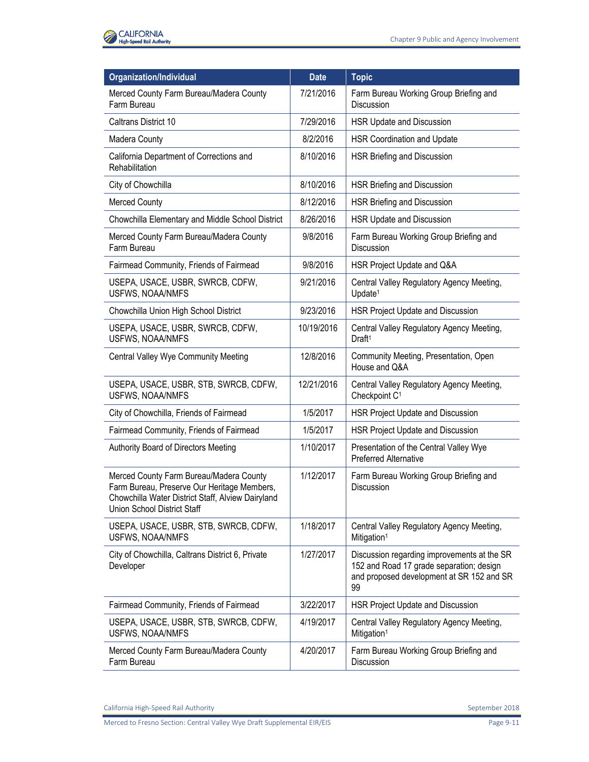| Organization/Individual | Date | Topic |
|---|---|---|
| Merced County Farm Bureau/Madera County Farm Bureau | 7/21/2016 | Farm Bureau Working Group Briefing and Discussion |
| Caltrans District 10 | 7/29/2016 | HSR Update and Discussion |
| Madera County | 8/2/2016 | HSR Coordination and Update |
| California Department of Corrections and Rehabilitation | 8/10/2016 | HSR Briefing and Discussion |
| City of Chowchilla | 8/10/2016 | HSR Briefing and Discussion |
| Merced County | 8/12/2016 | HSR Briefing and Discussion |
| Chowchilla Elementary and Middle School District | 8/26/2016 | HSR Update and Discussion |
| Merced County Farm Bureau/Madera County Farm Bureau | 9/8/2016 | Farm Bureau Working Group Briefing and Discussion |
| Fairmead Community, Friends of Fairmead | 9/8/2016 | HSR Project Update and Q&A |
| USEPA, USACE, USBR, SWRCB, CDFW, USFWS, NOAA/NMFS | 9/21/2016 | Central Valley Regulatory Agency Meeting, Update[1] |
| Chowchilla Union High School District | 9/23/2016 | HSR Project Update and Discussion |
| USEPA, USACE, USBR, SWRCB, CDFW, USFWS, NOAA/NMFS | 10/19/2016 | Central Valley Regulatory Agency Meeting, Draft[1] |
| Central Valley Wye Community Meeting | 12/8/2016 | Community Meeting, Presentation, Open House and Q&A |
| USEPA, USACE, USBR, STB, SWRCB, CDFW, USFWS, NOAA/NMFS | 12/21/2016 | Central Valley Regulatory Agency Meeting, Checkpoint C[1] |
| City of Chowchilla, Friends of Fairmead | 1/5/2017 | HSR Project Update and Discussion |
| Fairmead Community, Friends of Fairmead | 1/5/2017 | HSR Project Update and Discussion |
| Authority Board of Directors Meeting | 1/10/2017 | Presentation of the Central Valley Wye Preferred Alternative |
| Merced County Farm Bureau/Madera County Farm Bureau, Preserve Our Heritage Members, Chowchilla Water District Staff, Alview Dairyland Union School District Staff | 1/12/2017 | Farm Bureau Working Group Briefing and Discussion |
| USEPA, USACE, USBR, STB, SWRCB, CDFW, USFWS, NOAA/NMFS | 1/18/2017 | Central Valley Regulatory Agency Meeting, Mitigation[1] |
| City of Chowchilla, Caltrans District 6, Private Developer | 1/27/2017 | Discussion regarding improvements at the SR 152 and Road 17 grade separation; design and proposed development at SR 152 and SR 99 |
| Fairmead Community, Friends of Fairmead | 3/22/2017 | HSR Project Update and Discussion |
| USEPA, USACE, USBR, STB, SWRCB, CDFW, USFWS, NOAA/NMFS | 4/19/2017 | Central Valley Regulatory Agency Meeting, Mitigation[1] |
| Merced County Farm Bureau/Madera County Farm Bureau | 4/20/2017 | Farm Bureau Working Group Briefing and Discussion |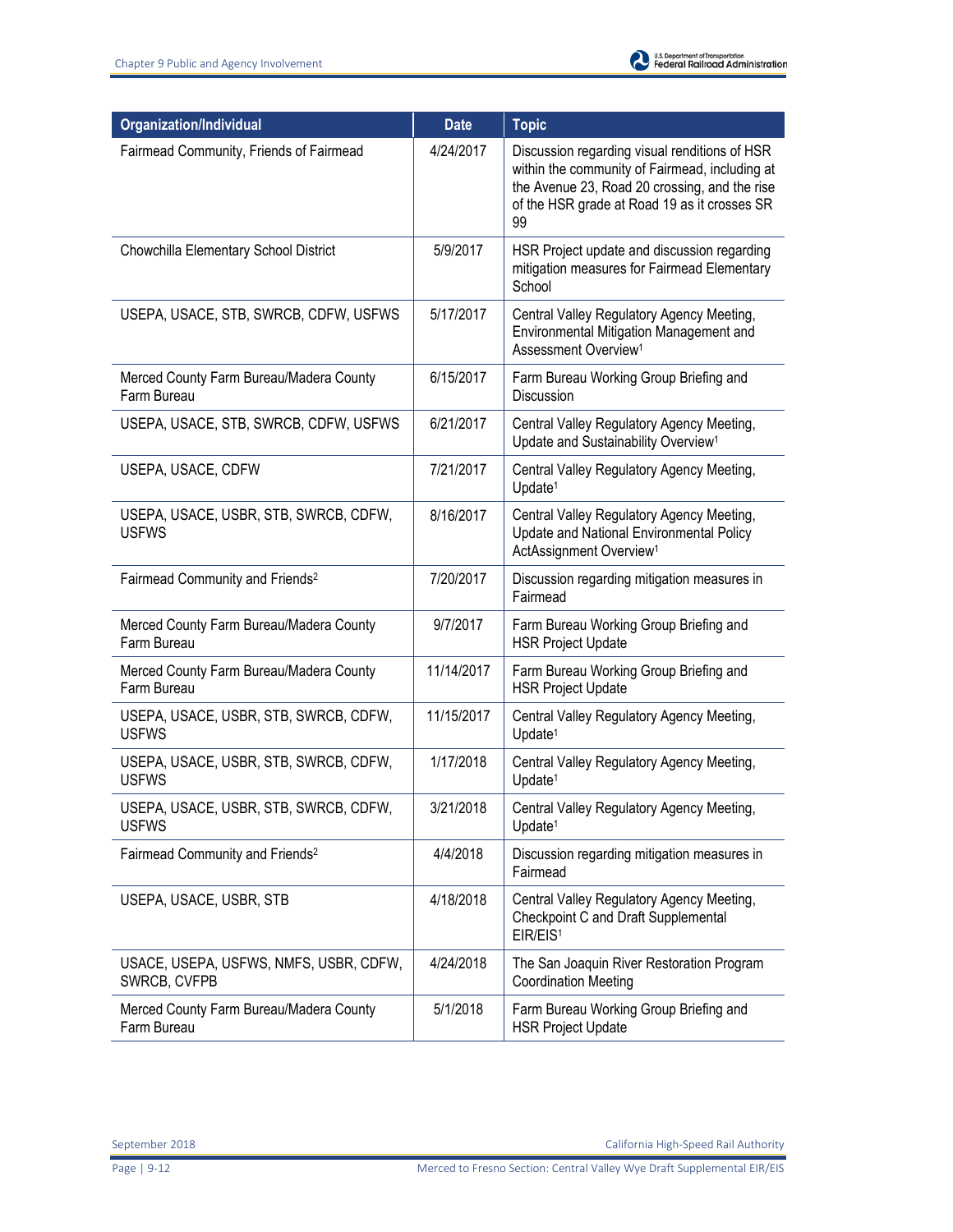| Organization/Individual | Date | Topic |
|---|---|---|
| Fairmead Community, Friends of Fairmead | 4/24/2017 | Discussion regarding visual renditions of HSR within the community of Fairmead, including at the Avenue 23, Road 20 crossing, and the rise of the HSR grade at Road 19 as it crosses SR 99 |
| Chowchilla Elementary School District | 5/9/2017 | HSR Project update and discussion regarding mitigation measures for Fairmead Elementary School |
| USEPA, USACE, STB, SWRCB, CDFW, USFWS | 5/17/2017 | Central Valley Regulatory Agency Meeting, Environmental Mitigation Management and Assessment Overview[1] |
| Merced County Farm Bureau/Madera County Farm Bureau | 6/15/2017 | Farm Bureau Working Group Briefing and Discussion |
| USEPA, USACE, STB, SWRCB, CDFW, USFWS | 6/21/2017 | Central Valley Regulatory Agency Meeting, Update and Sustainability Overview[1] |
| USEPA, USACE, CDFW | 7/21/2017 | Central Valley Regulatory Agency Meeting, Update[1] |
| USEPA, USACE, USBR, STB, SWRCB, CDFW, USFWS | 8/16/2017 | Central Valley Regulatory Agency Meeting, Update and National Environmental Policy ActAssignment Overview[1] |
| Fairmead Community and Friends[2] | 7/20/2017 | Discussion regarding mitigation measures in Fairmead |
| Merced County Farm Bureau/Madera County Farm Bureau | 9/7/2017 | Farm Bureau Working Group Briefing and HSR Project Update |
| Merced County Farm Bureau/Madera County Farm Bureau | 11/14/2017 | Farm Bureau Working Group Briefing and HSR Project Update |
| USEPA, USACE, USBR, STB, SWRCB, CDFW, USFWS | 11/15/2017 | Central Valley Regulatory Agency Meeting, Update[1] |
| USEPA, USACE, USBR, STB, SWRCB, CDFW, USFWS | 1/17/2018 | Central Valley Regulatory Agency Meeting, Update[1] |
| USEPA, USACE, USBR, STB, SWRCB, CDFW, USFWS | 3/21/2018 | Central Valley Regulatory Agency Meeting, Update[1] |
| Fairmead Community and Friends[2] | 4/4/2018 | Discussion regarding mitigation measures in Fairmead |
| USEPA, USACE, USBR, STB | 4/18/2018 | Central Valley Regulatory Agency Meeting, Checkpoint C and Draft Supplemental EIR/EIS[1] |
| USACE, USEPA, USFWS, NMFS, USBR, CDFW, SWRCB, CVFPB | 4/24/2018 | The San Joaquin River Restoration Program Coordination Meeting |
| Merced County Farm Bureau/Madera County Farm Bureau | 5/1/2018 | Farm Bureau Working Group Briefing and HSR Project Update |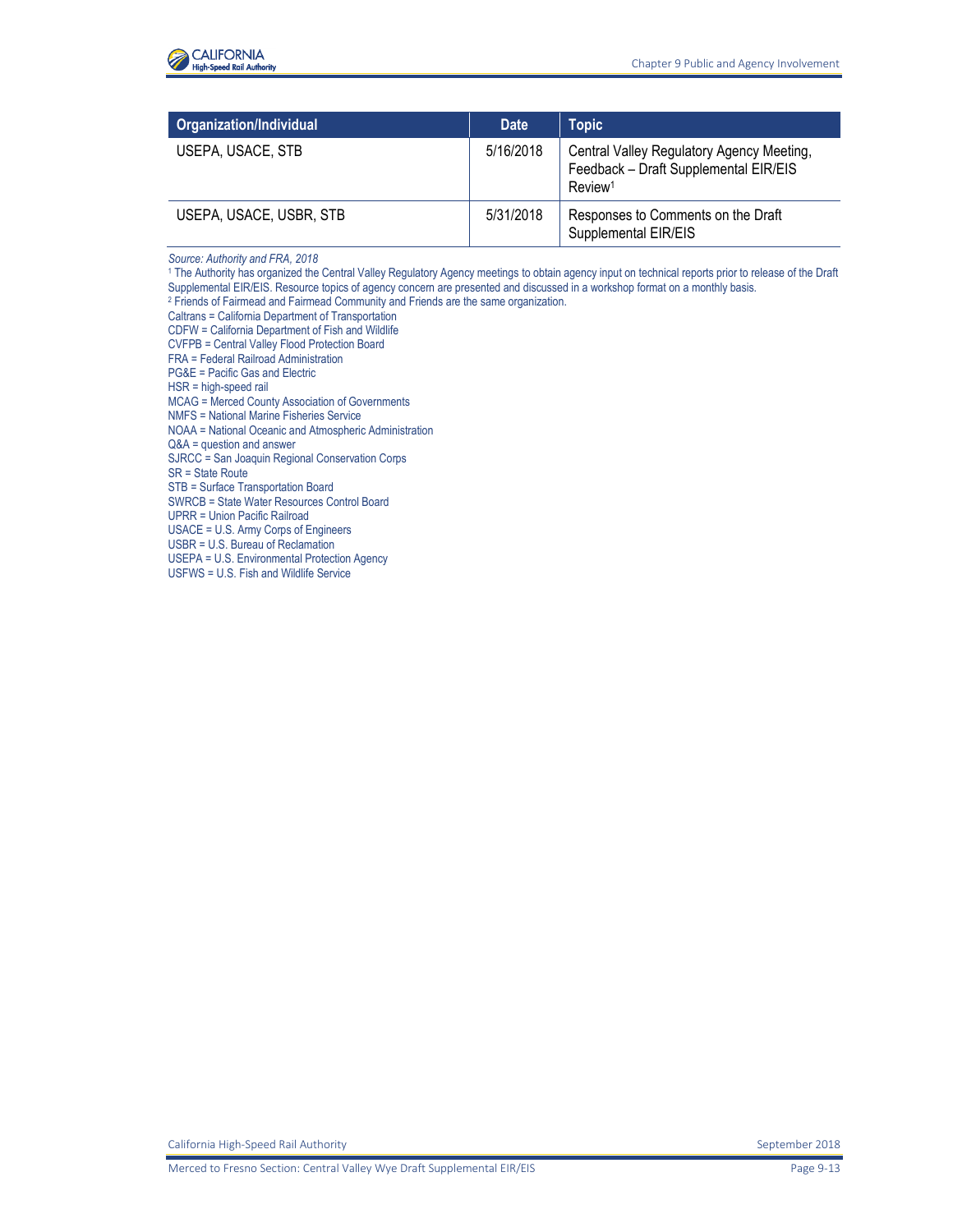| Organization/Individual | Date | Topic |
|---|---|---|
| USEPA, USACE, STB | 5/16/2018 | Central Valley Regulatory Agency Meeting, Feedback – Draft Supplemental EIR/EIS Review[1] |
| USEPA, USACE, USBR, STB | 5/31/2018 | Responses to Comments on the Draft Supplemental EIR/EIS |

*Source: Authority and FRA, 2018*

[1] The Authority has organized the Central Valley Regulatory Agency meetings to obtain agency input on technical reports prior to release of the Draft Supplemental EIR/EIS. Resource topics of agency concern are presented and discussed in a workshop format on a monthly basis.

[2] Friends of Fairmead and Fairmead Community and Friends are the same organization.

Caltrans = California Department of Transportation
CDFW = California Department of Fish and Wildlife
CVFPB = Central Valley Flood Protection Board
FRA = Federal Railroad Administration
PG&E = Pacific Gas and Electric
HSR = high-speed rail
MCAG = Merced County Association of Governments
NMFS = National Marine Fisheries Service
NOAA = National Oceanic and Atmospheric Administration
Q&A = question and answer
SJRCC = San Joaquin Regional Conservation Corps
SR = State Route
STB = Surface Transportation Board
SWRCB = State Water Resources Control Board
UPRR = Union Pacific Railroad
USACE = U.S. Army Corps of Engineers
USBR = U.S. Bureau of Reclamation
USEPA = U.S. Environmental Protection Agency
USFWS = U.S. Fish and Wildlife Service